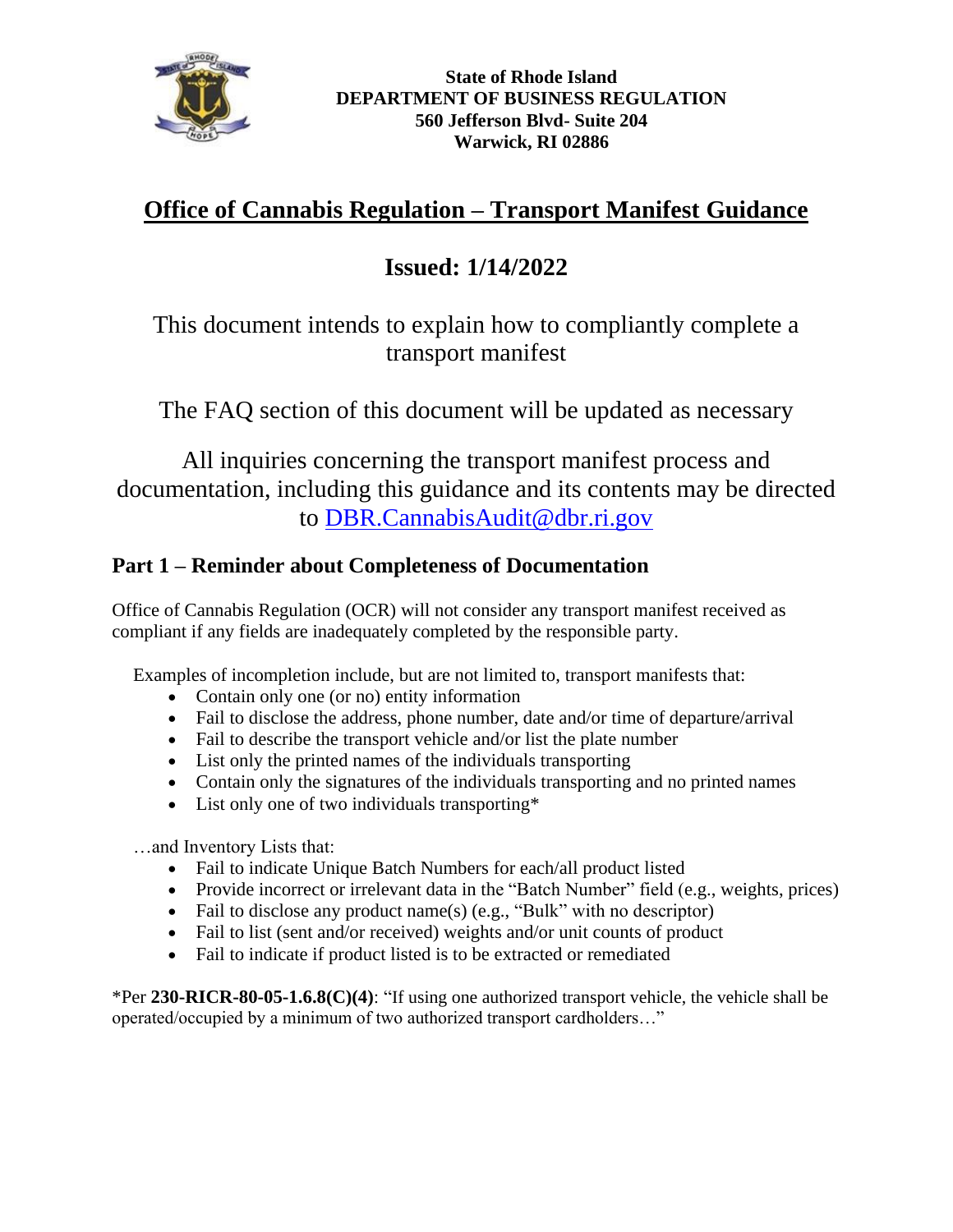**State of Rhode Island**
**DEPARTMENT OF BUSINESS REGULATION**
**560 Jefferson Blvd- Suite 204**
**Warwick, RI 02886**

# Office of Cannabis Regulation – Transport Manifest Guidance

## Issued: 1/14/2022

This document intends to explain how to compliantly complete a transport manifest

The FAQ section of this document will be updated as necessary

All inquiries concerning the transport manifest process and documentation, including this guidance and its contents may be directed to DBR.CannabisAudit@dbr.ri.gov

## Part 1 – Reminder about Completeness of Documentation

Office of Cannabis Regulation (OCR) will not consider any transport manifest received as compliant if any fields are inadequately completed by the responsible party.

Examples of incompletion include, but are not limited to, transport manifests that:

- Contain only one (or no) entity information
- Fail to disclose the address, phone number, date and/or time of departure/arrival
- Fail to describe the transport vehicle and/or list the plate number
- List only the printed names of the individuals transporting
- Contain only the signatures of the individuals transporting and no printed names
- List only one of two individuals transporting*

…and Inventory Lists that:

- Fail to indicate Unique Batch Numbers for each/all product listed
- Provide incorrect or irrelevant data in the "Batch Number" field (e.g., weights, prices)
- Fail to disclose any product name(s) (e.g., "Bulk" with no descriptor)
- Fail to list (sent and/or received) weights and/or unit counts of product
- Fail to indicate if product listed is to be extracted or remediated

*Per **230-RICR-80-05-1.6.8(C)(4)**: "If using one authorized transport vehicle, the vehicle shall be operated/occupied by a minimum of two authorized transport cardholders…"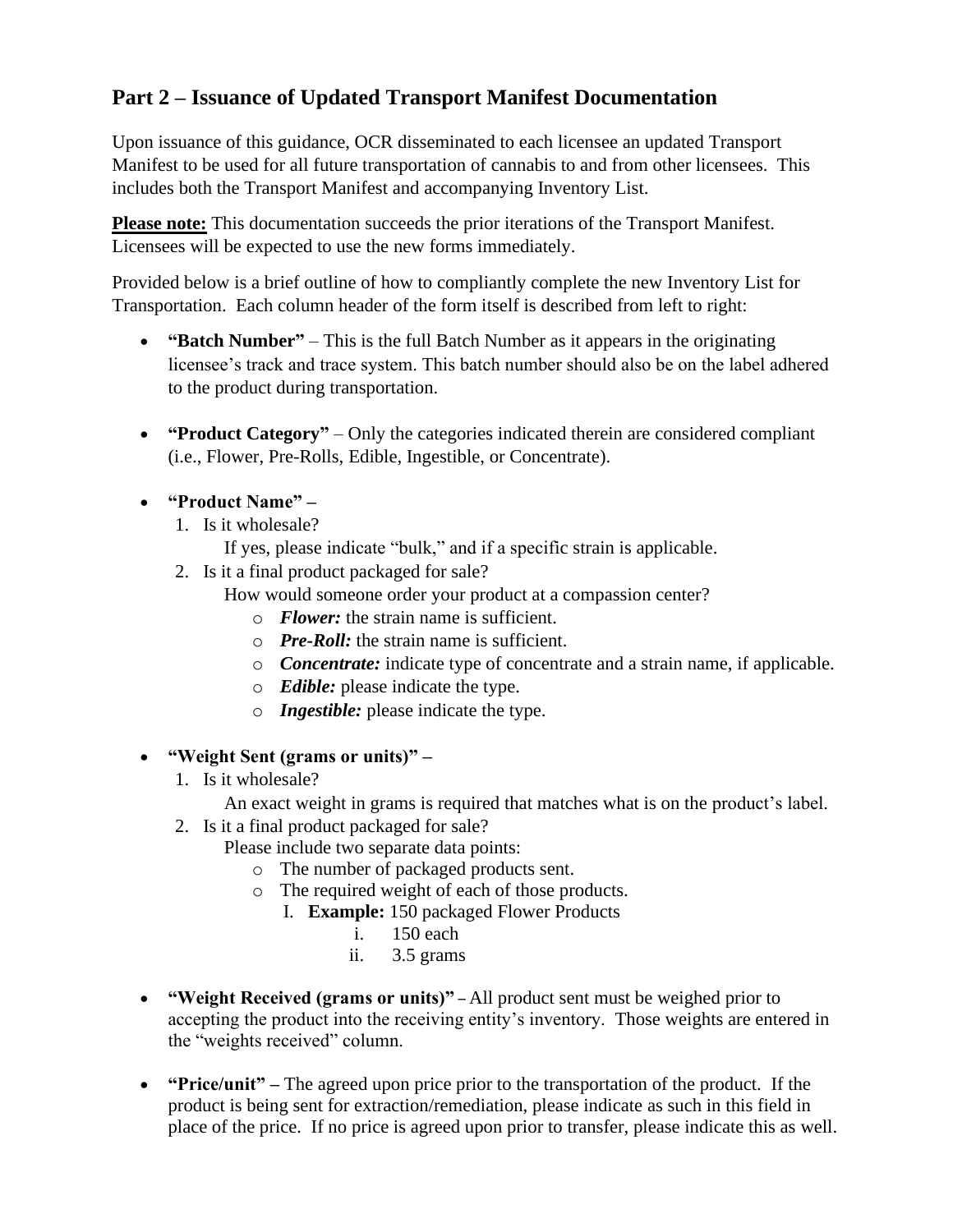## Part 2 – Issuance of Updated Transport Manifest Documentation

Upon issuance of this guidance, OCR disseminated to each licensee an updated Transport Manifest to be used for all future transportation of cannabis to and from other licensees. This includes both the Transport Manifest and accompanying Inventory List.

**Please note:** This documentation succeeds the prior iterations of the Transport Manifest. Licensees will be expected to use the new forms immediately.

Provided below is a brief outline of how to compliantly complete the new Inventory List for Transportation. Each column header of the form itself is described from left to right:

- **"Batch Number"** – This is the full Batch Number as it appears in the originating licensee's track and trace system. This batch number should also be on the label adhered to the product during transportation.

- **"Product Category"** – Only the categories indicated therein are considered compliant (i.e., Flower, Pre-Rolls, Edible, Ingestible, or Concentrate).

- **"Product Name" –**
  1. Is it wholesale?
     If yes, please indicate "bulk," and if a specific strain is applicable.
  2. Is it a final product packaged for sale?
     How would someone order your product at a compassion center?
     - ***Flower:*** the strain name is sufficient.
     - ***Pre-Roll:*** the strain name is sufficient.
     - ***Concentrate:*** indicate type of concentrate and a strain name, if applicable.
     - ***Edible:*** please indicate the type.
     - ***Ingestible:*** please indicate the type.

- **"Weight Sent (grams or units)" –**
  1. Is it wholesale?
     An exact weight in grams is required that matches what is on the product's label.
  2. Is it a final product packaged for sale?
     Please include two separate data points:
     - The number of packaged products sent.
     - The required weight of each of those products.
       I. **Example:** 150 packaged Flower Products
          i. 150 each
          ii. 3.5 grams

- **"Weight Received (grams or units)" –** All product sent must be weighed prior to accepting the product into the receiving entity's inventory. Those weights are entered in the "weights received" column.

- **"Price/unit" –** The agreed upon price prior to the transportation of the product. If the product is being sent for extraction/remediation, please indicate as such in this field in place of the price. If no price is agreed upon prior to transfer, please indicate this as well.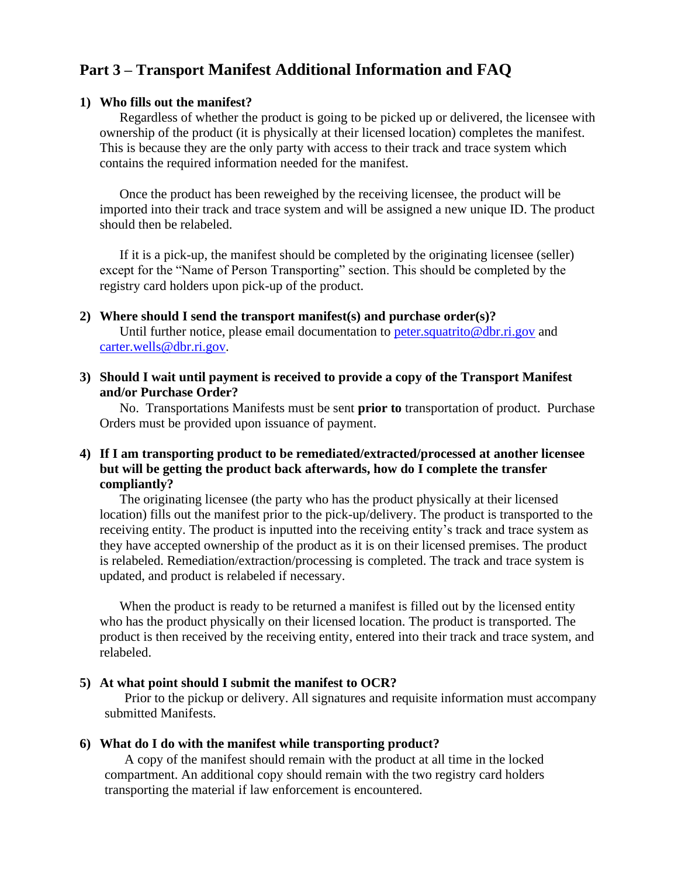# Part 3 – Transport Manifest Additional Information and FAQ

1) **Who fills out the manifest?**

   Regardless of whether the product is going to be picked up or delivered, the licensee with ownership of the product (it is physically at their licensed location) completes the manifest. This is because they are the only party with access to their track and trace system which contains the required information needed for the manifest.

   Once the product has been reweighed by the receiving licensee, the product will be imported into their track and trace system and will be assigned a new unique ID. The product should then be relabeled.

   If it is a pick-up, the manifest should be completed by the originating licensee (seller) except for the "Name of Person Transporting" section. This should be completed by the registry card holders upon pick-up of the product.

2) **Where should I send the transport manifest(s) and purchase order(s)?**

   Until further notice, please email documentation to peter.squatrito@dbr.ri.gov and carter.wells@dbr.ri.gov.

3) **Should I wait until payment is received to provide a copy of the Transport Manifest and/or Purchase Order?**

   No. Transportations Manifests must be sent **prior to** transportation of product. Purchase Orders must be provided upon issuance of payment.

4) **If I am transporting product to be remediated/extracted/processed at another licensee but will be getting the product back afterwards, how do I complete the transfer compliantly?**

   The originating licensee (the party who has the product physically at their licensed location) fills out the manifest prior to the pick-up/delivery. The product is transported to the receiving entity. The product is inputted into the receiving entity's track and trace system as they have accepted ownership of the product as it is on their licensed premises. The product is relabeled. Remediation/extraction/processing is completed. The track and trace system is updated, and product is relabeled if necessary.

   When the product is ready to be returned a manifest is filled out by the licensed entity who has the product physically on their licensed location. The product is transported. The product is then received by the receiving entity, entered into their track and trace system, and relabeled.

5) **At what point should I submit the manifest to OCR?**

   Prior to the pickup or delivery. All signatures and requisite information must accompany submitted Manifests.

6) **What do I do with the manifest while transporting product?**

   A copy of the manifest should remain with the product at all time in the locked compartment. An additional copy should remain with the two registry card holders transporting the material if law enforcement is encountered.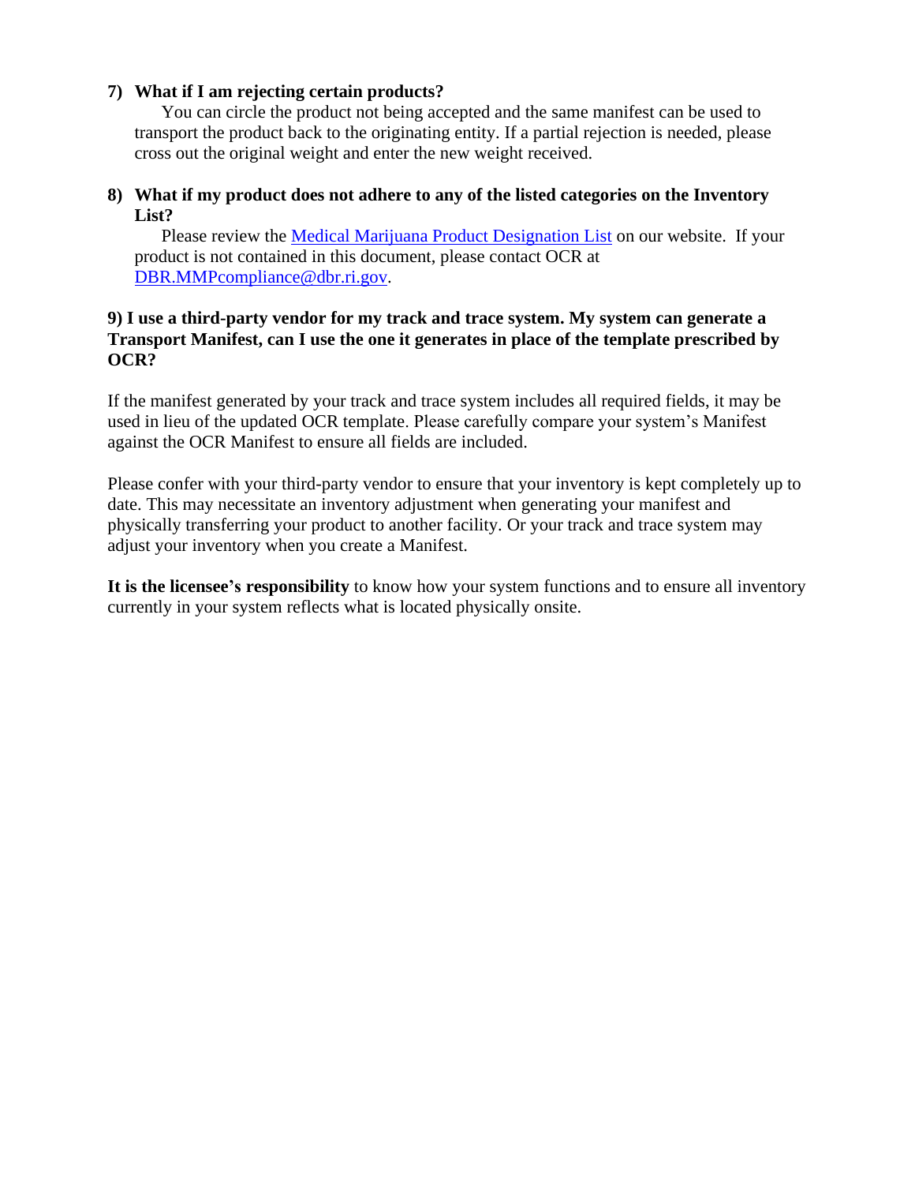**7) What if I am rejecting certain products?**

You can circle the product not being accepted and the same manifest can be used to transport the product back to the originating entity. If a partial rejection is needed, please cross out the original weight and enter the new weight received.

**8) What if my product does not adhere to any of the listed categories on the Inventory List?**

Please review the [Medical Marijuana Product Designation List] on our website. If your product is not contained in this document, please contact OCR at DBR.MMPcompliance@dbr.ri.gov.

**9) I use a third-party vendor for my track and trace system. My system can generate a Transport Manifest, can I use the one it generates in place of the template prescribed by OCR?**

If the manifest generated by your track and trace system includes all required fields, it may be used in lieu of the updated OCR template. Please carefully compare your system's Manifest against the OCR Manifest to ensure all fields are included.

Please confer with your third-party vendor to ensure that your inventory is kept completely up to date. This may necessitate an inventory adjustment when generating your manifest and physically transferring your product to another facility. Or your track and trace system may adjust your inventory when you create a Manifest.

**It is the licensee's responsibility** to know how your system functions and to ensure all inventory currently in your system reflects what is located physically onsite.